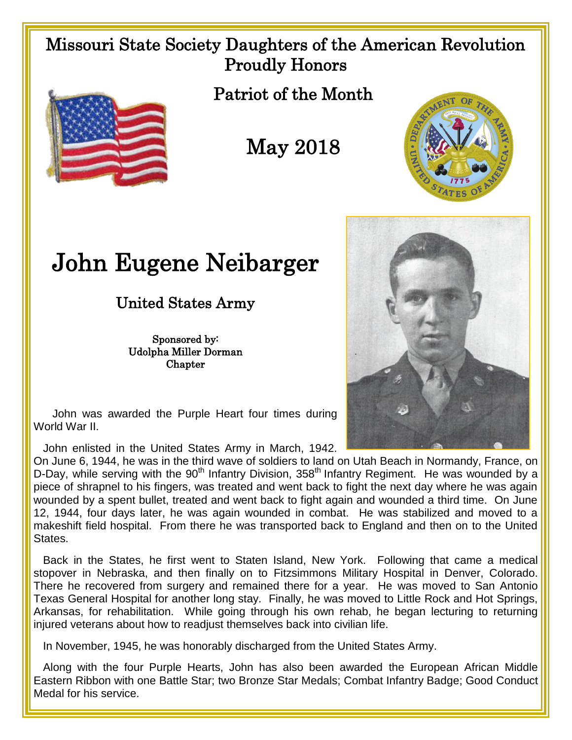# Missouri State Society Daughters of the American Revolution Proudly Honors

## Patriot of the Month

## May 2018

# John Eugene Neibarger

## United States Army

Sponsored by:
Udolpha Miller Dorman
Chapter

John was awarded the Purple Heart four times during World War II.

John enlisted in the United States Army in March, 1942. On June 6, 1944, he was in the third wave of soldiers to land on Utah Beach in Normandy, France, on D-Day, while serving with the 90th Infantry Division, 358th Infantry Regiment. He was wounded by a piece of shrapnel to his fingers, was treated and went back to fight the next day where he was again wounded by a spent bullet, treated and went back to fight again and wounded a third time. On June 12, 1944, four days later, he was again wounded in combat. He was stabilized and moved to a makeshift field hospital. From there he was transported back to England and then on to the United States.

Back in the States, he first went to Staten Island, New York. Following that came a medical stopover in Nebraska, and then finally on to Fitzsimmons Military Hospital in Denver, Colorado. There he recovered from surgery and remained there for a year. He was moved to San Antonio Texas General Hospital for another long stay. Finally, he was moved to Little Rock and Hot Springs, Arkansas, for rehabilitation. While going through his own rehab, he began lecturing to returning injured veterans about how to readjust themselves back into civilian life.

In November, 1945, he was honorably discharged from the United States Army.

Along with the four Purple Hearts, John has also been awarded the European African Middle Eastern Ribbon with one Battle Star; two Bronze Star Medals; Combat Infantry Badge; Good Conduct Medal for his service.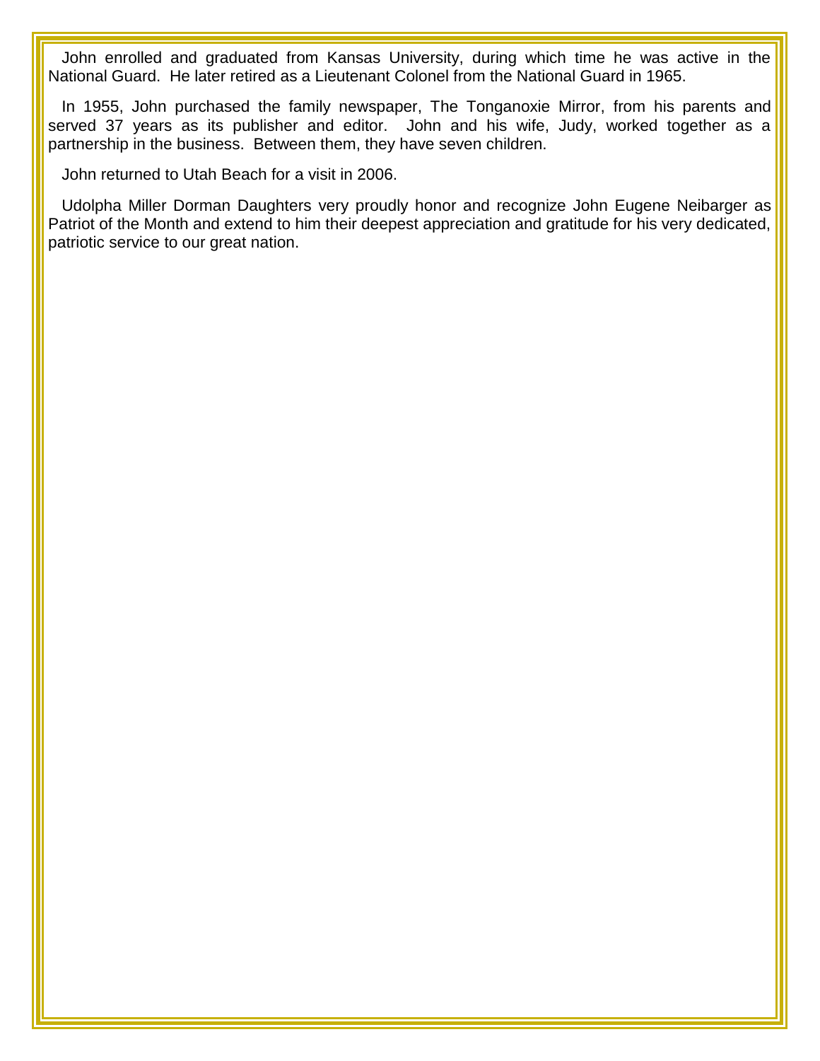John enrolled and graduated from Kansas University, during which time he was active in the National Guard. He later retired as a Lieutenant Colonel from the National Guard in 1965.

In 1955, John purchased the family newspaper, The Tonganoxie Mirror, from his parents and served 37 years as its publisher and editor. John and his wife, Judy, worked together as a partnership in the business. Between them, they have seven children.

John returned to Utah Beach for a visit in 2006.

Udolpha Miller Dorman Daughters very proudly honor and recognize John Eugene Neibarger as Patriot of the Month and extend to him their deepest appreciation and gratitude for his very dedicated, patriotic service to our great nation.